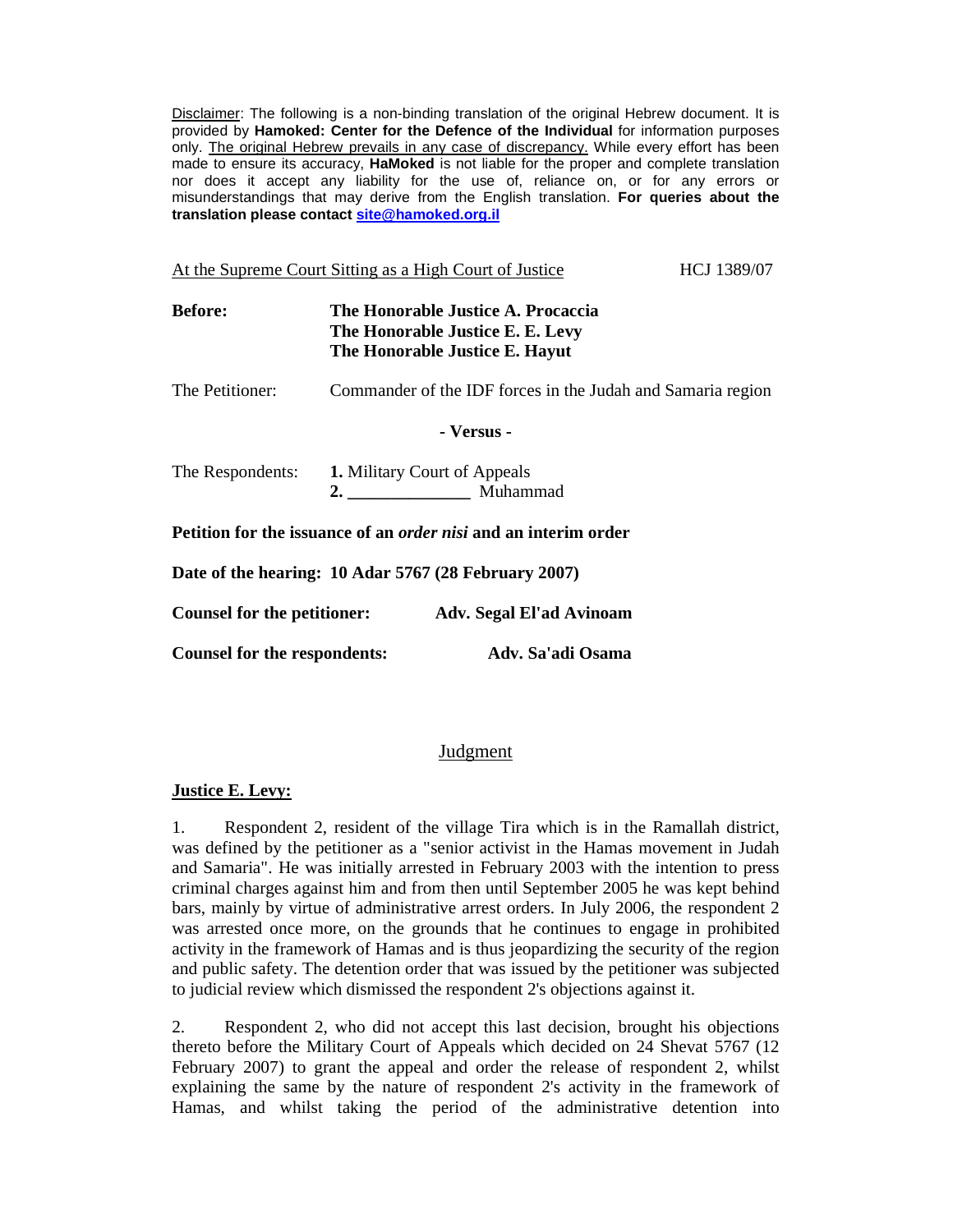<u>Disclaimer</u>: The following is a non-binding translation of the original Hebrew document. It is provided by **Hamoked: Center for the Defence of the Individual** for information purposes only. <u>The original Hebrew prevails in any case of discrepancy.</u> While every effort has been made to ensure its accuracy, **HaMoked** is not liable for the proper and complete translation nor does it accept any liability for the use of, reliance on, or for any errors or misunderstandings that may derive from the English translation. **For queries about the translation please contact [site@hamoked.org.il](mailto:site@hamoked.org.il)**

<u>At the Supreme Court Sitting as a High Court of Justice</u> HCJ 1389/07

**Before:** **The Honorable Justice A. Procaccia**
**The Honorable Justice E. E. Levy**
**The Honorable Justice E. Hayut**

The Petitioner: Commander of the IDF forces in the Judah and Samaria region

**- Versus -**

The Respondents: **1.** Military Court of Appeals
**2. ______________** Muhammad

**Petition for the issuance of an *order nisi* and an interim order**

**Date of the hearing: 10 Adar 5767 (28 February 2007)**

**Counsel for the petitioner:** **Adv. Segal El'ad Avinoam**

**Counsel for the respondents:** **Adv. Sa'adi Osama**

## <u>Judgment</u>

**<u>Justice E. Levy:</u>**

1. Respondent 2, resident of the village Tira which is in the Ramallah district, was defined by the petitioner as a "senior activist in the Hamas movement in Judah and Samaria". He was initially arrested in February 2003 with the intention to press criminal charges against him and from then until September 2005 he was kept behind bars, mainly by virtue of administrative arrest orders. In July 2006, the respondent 2 was arrested once more, on the grounds that he continues to engage in prohibited activity in the framework of Hamas and is thus jeopardizing the security of the region and public safety. The detention order that was issued by the petitioner was subjected to judicial review which dismissed the respondent 2's objections against it.

2. Respondent 2, who did not accept this last decision, brought his objections thereto before the Military Court of Appeals which decided on 24 Shevat 5767 (12 February 2007) to grant the appeal and order the release of respondent 2, whilst explaining the same by the nature of respondent 2's activity in the framework of Hamas, and whilst taking the period of the administrative detention into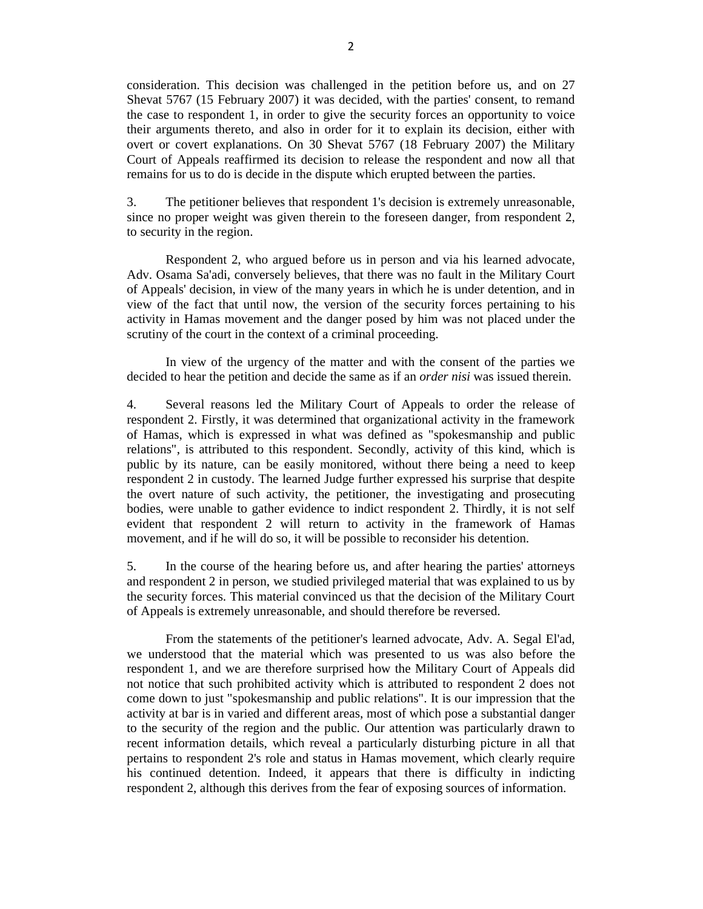consideration. This decision was challenged in the petition before us, and on 27 Shevat 5767 (15 February 2007) it was decided, with the parties' consent, to remand the case to respondent 1, in order to give the security forces an opportunity to voice their arguments thereto, and also in order for it to explain its decision, either with overt or covert explanations. On 30 Shevat 5767 (18 February 2007) the Military Court of Appeals reaffirmed its decision to release the respondent and now all that remains for us to do is decide in the dispute which erupted between the parties.

3. The petitioner believes that respondent 1's decision is extremely unreasonable, since no proper weight was given therein to the foreseen danger, from respondent 2, to security in the region.

Respondent 2, who argued before us in person and via his learned advocate, Adv. Osama Sa'adi, conversely believes, that there was no fault in the Military Court of Appeals' decision, in view of the many years in which he is under detention, and in view of the fact that until now, the version of the security forces pertaining to his activity in Hamas movement and the danger posed by him was not placed under the scrutiny of the court in the context of a criminal proceeding.

In view of the urgency of the matter and with the consent of the parties we decided to hear the petition and decide the same as if an *order nisi* was issued therein.

4. Several reasons led the Military Court of Appeals to order the release of respondent 2. Firstly, it was determined that organizational activity in the framework of Hamas, which is expressed in what was defined as "spokesmanship and public relations", is attributed to this respondent. Secondly, activity of this kind, which is public by its nature, can be easily monitored, without there being a need to keep respondent 2 in custody. The learned Judge further expressed his surprise that despite the overt nature of such activity, the petitioner, the investigating and prosecuting bodies, were unable to gather evidence to indict respondent 2. Thirdly, it is not self evident that respondent 2 will return to activity in the framework of Hamas movement, and if he will do so, it will be possible to reconsider his detention.

5. In the course of the hearing before us, and after hearing the parties' attorneys and respondent 2 in person, we studied privileged material that was explained to us by the security forces. This material convinced us that the decision of the Military Court of Appeals is extremely unreasonable, and should therefore be reversed.

From the statements of the petitioner's learned advocate, Adv. A. Segal El'ad, we understood that the material which was presented to us was also before the respondent 1, and we are therefore surprised how the Military Court of Appeals did not notice that such prohibited activity which is attributed to respondent 2 does not come down to just "spokesmanship and public relations". It is our impression that the activity at bar is in varied and different areas, most of which pose a substantial danger to the security of the region and the public. Our attention was particularly drawn to recent information details, which reveal a particularly disturbing picture in all that pertains to respondent 2's role and status in Hamas movement, which clearly require his continued detention. Indeed, it appears that there is difficulty in indicting respondent 2, although this derives from the fear of exposing sources of information.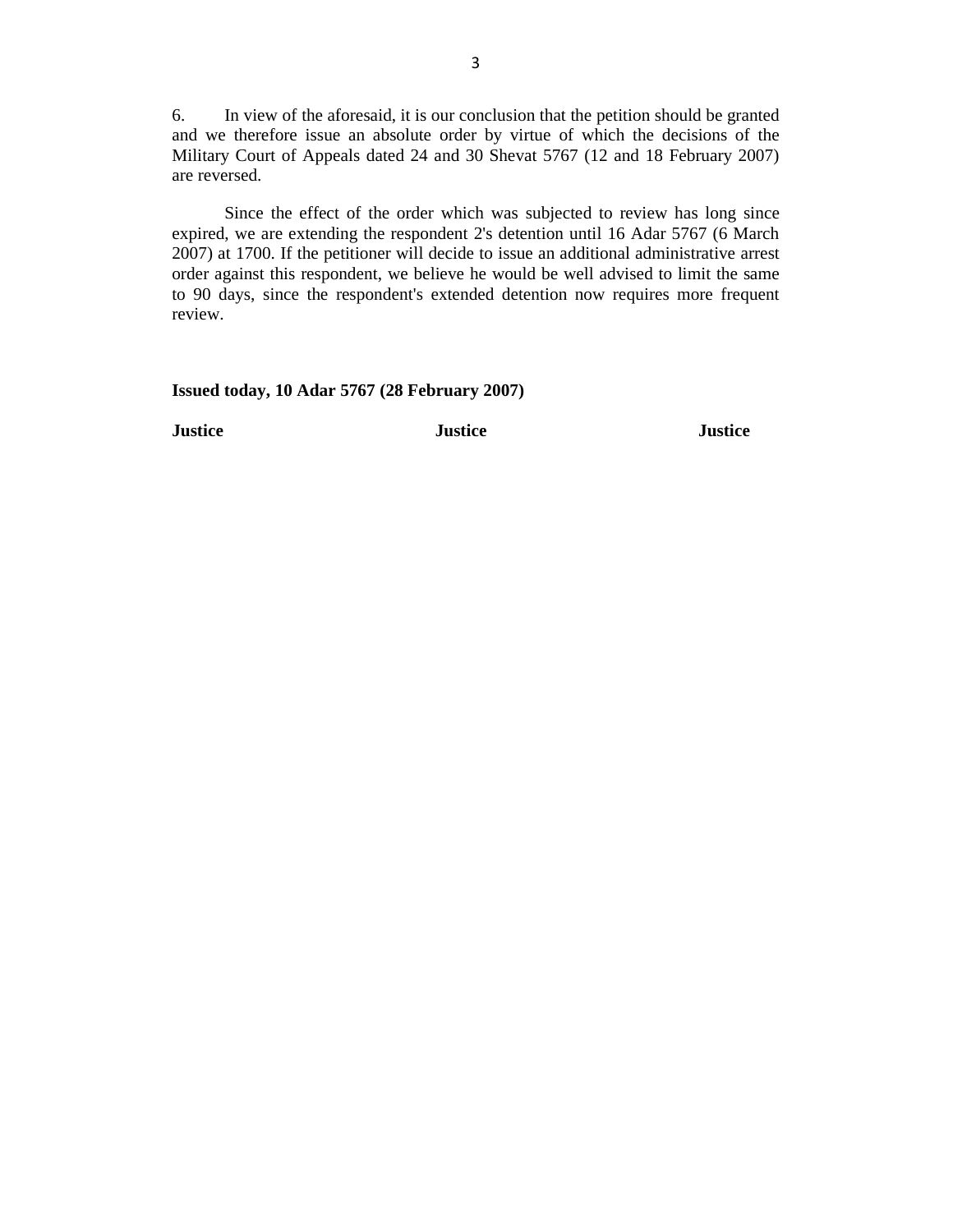6. In view of the aforesaid, it is our conclusion that the petition should be granted and we therefore issue an absolute order by virtue of which the decisions of the Military Court of Appeals dated 24 and 30 Shevat 5767 (12 and 18 February 2007) are reversed.

Since the effect of the order which was subjected to review has long since expired, we are extending the respondent 2's detention until 16 Adar 5767 (6 March 2007) at 1700. If the petitioner will decide to issue an additional administrative arrest order against this respondent, we believe he would be well advised to limit the same to 90 days, since the respondent's extended detention now requires more frequent review.

**Issued today, 10 Adar 5767 (28 February 2007)**

**Justice** **Justice** **Justice**